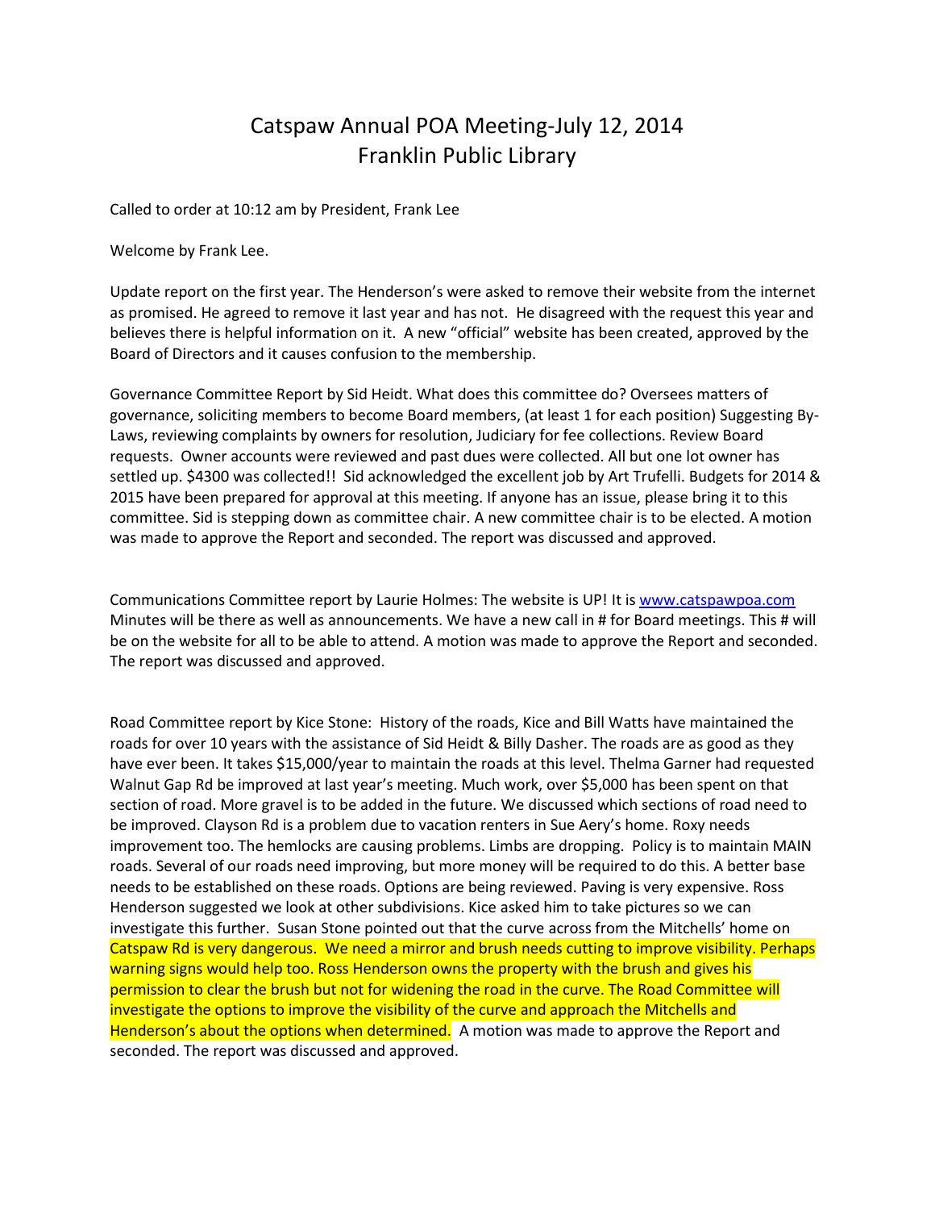# Catspaw Annual POA Meeting-July 12, 2014
# Franklin Public Library

Called to order at 10:12 am by President, Frank Lee

Welcome by Frank Lee.

Update report on the first year. The Henderson's were asked to remove their website from the internet as promised. He agreed to remove it last year and has not. He disagreed with the request this year and believes there is helpful information on it. A new "official" website has been created, approved by the Board of Directors and it causes confusion to the membership.

Governance Committee Report by Sid Heidt. What does this committee do? Oversees matters of governance, soliciting members to become Board members, (at least 1 for each position) Suggesting By-Laws, reviewing complaints by owners for resolution, Judiciary for fee collections. Review Board requests. Owner accounts were reviewed and past dues were collected. All but one lot owner has settled up. $4300 was collected!! Sid acknowledged the excellent job by Art Trufelli. Budgets for 2014 & 2015 have been prepared for approval at this meeting. If anyone has an issue, please bring it to this committee. Sid is stepping down as committee chair. A new committee chair is to be elected. A motion was made to approve the Report and seconded. The report was discussed and approved.

Communications Committee report by Laurie Holmes: The website is UP! It is www.catspawpoa.com Minutes will be there as well as announcements. We have a new call in # for Board meetings. This # will be on the website for all to be able to attend. A motion was made to approve the Report and seconded. The report was discussed and approved.

Road Committee report by Kice Stone: History of the roads, Kice and Bill Watts have maintained the roads for over 10 years with the assistance of Sid Heidt & Billy Dasher. The roads are as good as they have ever been. It takes $15,000/year to maintain the roads at this level. Thelma Garner had requested Walnut Gap Rd be improved at last year's meeting. Much work, over $5,000 has been spent on that section of road. More gravel is to be added in the future. We discussed which sections of road need to be improved. Clayson Rd is a problem due to vacation renters in Sue Aery's home. Roxy needs improvement too. The hemlocks are causing problems. Limbs are dropping. Policy is to maintain MAIN roads. Several of our roads need improving, but more money will be required to do this. A better base needs to be established on these roads. Options are being reviewed. Paving is very expensive. Ross Henderson suggested we look at other subdivisions. Kice asked him to take pictures so we can investigate this further. Susan Stone pointed out that the curve across from the Mitchells' home on Catspaw Rd is very dangerous. We need a mirror and brush needs cutting to improve visibility. Perhaps warning signs would help too. Ross Henderson owns the property with the brush and gives his permission to clear the brush but not for widening the road in the curve. The Road Committee will investigate the options to improve the visibility of the curve and approach the Mitchells and Henderson's about the options when determined. A motion was made to approve the Report and seconded. The report was discussed and approved.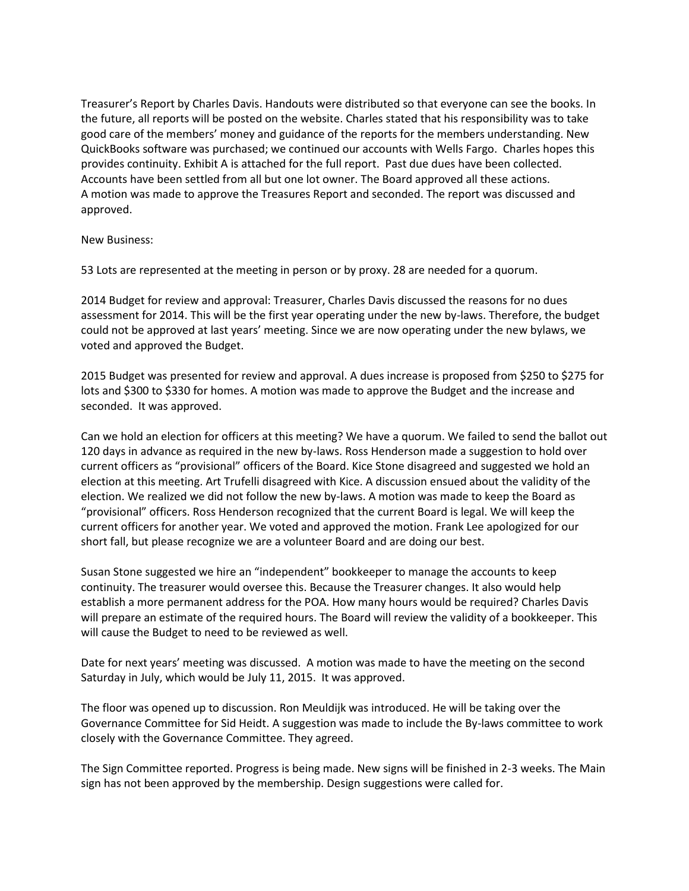Treasurer's Report by Charles Davis. Handouts were distributed so that everyone can see the books. In the future, all reports will be posted on the website. Charles stated that his responsibility was to take good care of the members' money and guidance of the reports for the members understanding. New QuickBooks software was purchased; we continued our accounts with Wells Fargo. Charles hopes this provides continuity. Exhibit A is attached for the full report. Past due dues have been collected. Accounts have been settled from all but one lot owner. The Board approved all these actions. A motion was made to approve the Treasures Report and seconded. The report was discussed and approved.

New Business:

53 Lots are represented at the meeting in person or by proxy. 28 are needed for a quorum.

2014 Budget for review and approval: Treasurer, Charles Davis discussed the reasons for no dues assessment for 2014. This will be the first year operating under the new by-laws. Therefore, the budget could not be approved at last years' meeting. Since we are now operating under the new bylaws, we voted and approved the Budget.

2015 Budget was presented for review and approval. A dues increase is proposed from $250 to $275 for lots and $300 to $330 for homes. A motion was made to approve the Budget and the increase and seconded. It was approved.

Can we hold an election for officers at this meeting? We have a quorum. We failed to send the ballot out 120 days in advance as required in the new by-laws. Ross Henderson made a suggestion to hold over current officers as "provisional" officers of the Board. Kice Stone disagreed and suggested we hold an election at this meeting. Art Trufelli disagreed with Kice. A discussion ensued about the validity of the election. We realized we did not follow the new by-laws. A motion was made to keep the Board as "provisional" officers. Ross Henderson recognized that the current Board is legal. We will keep the current officers for another year. We voted and approved the motion. Frank Lee apologized for our short fall, but please recognize we are a volunteer Board and are doing our best.

Susan Stone suggested we hire an "independent" bookkeeper to manage the accounts to keep continuity. The treasurer would oversee this. Because the Treasurer changes. It also would help establish a more permanent address for the POA. How many hours would be required? Charles Davis will prepare an estimate of the required hours. The Board will review the validity of a bookkeeper. This will cause the Budget to need to be reviewed as well.

Date for next years' meeting was discussed. A motion was made to have the meeting on the second Saturday in July, which would be July 11, 2015. It was approved.

The floor was opened up to discussion. Ron Meuldijk was introduced. He will be taking over the Governance Committee for Sid Heidt. A suggestion was made to include the By-laws committee to work closely with the Governance Committee. They agreed.

The Sign Committee reported. Progress is being made. New signs will be finished in 2-3 weeks. The Main sign has not been approved by the membership. Design suggestions were called for.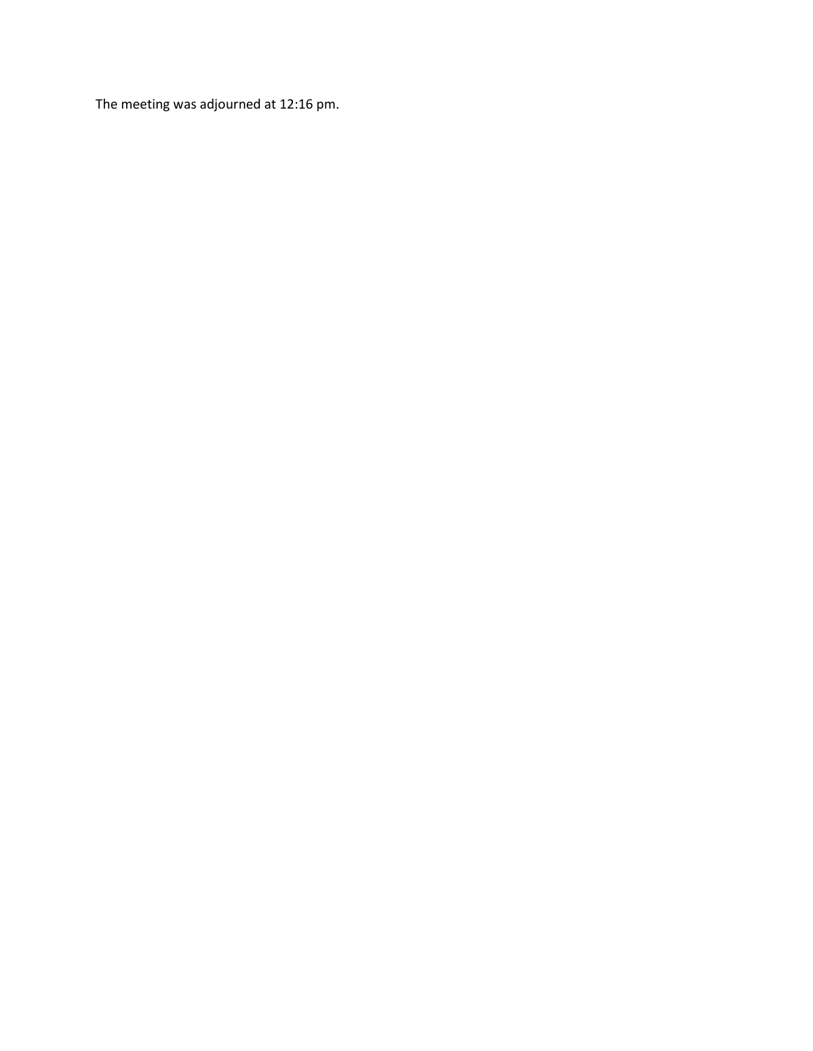The meeting was adjourned at 12:16 pm.